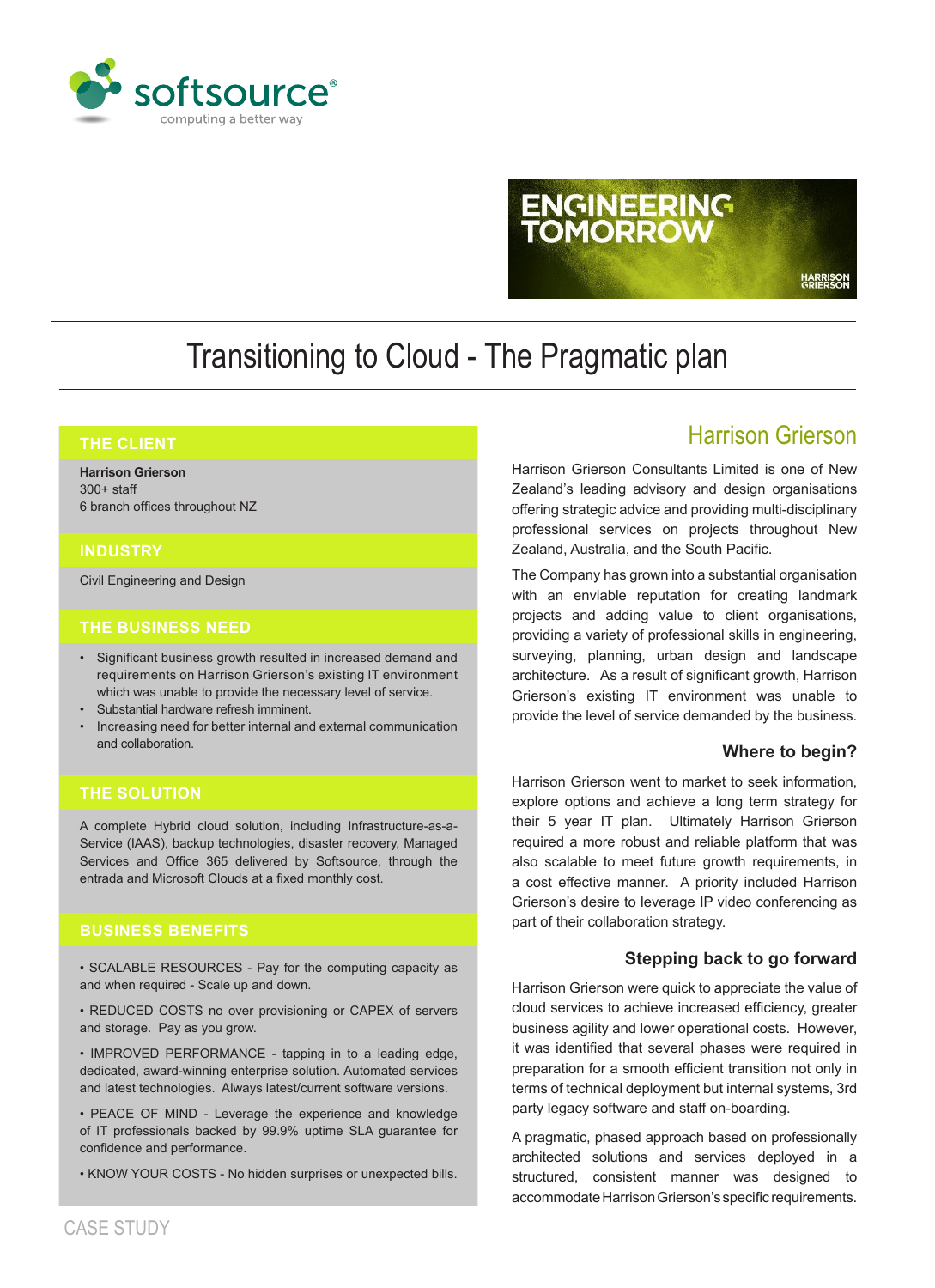softsource
computing a better way

ENGINEERING TOMORROW

HARRISON GRIERSON

# Transitioning to Cloud - The Pragmatic plan

## THE CLIENT

**Harrison Grierson**
300+ staff
6 branch offices throughout NZ

## INDUSTRY

Civil Engineering and Design

## THE BUSINESS NEED

- Significant business growth resulted in increased demand and requirements on Harrison Grierson's existing IT environment which was unable to provide the necessary level of service.
- Substantial hardware refresh imminent.
- Increasing need for better internal and external communication and collaboration.

## THE SOLUTION

A complete Hybrid cloud solution, including Infrastructure-as-a-Service (IAAS), backup technologies, disaster recovery, Managed Services and Office 365 delivered by Softsource, through the entrada and Microsoft Clouds at a fixed monthly cost.

## BUSINESS BENEFITS

• SCALABLE RESOURCES - Pay for the computing capacity as and when required - Scale up and down.

• REDUCED COSTS no over provisioning or CAPEX of servers and storage. Pay as you grow.

• IMPROVED PERFORMANCE - tapping in to a leading edge, dedicated, award-winning enterprise solution. Automated services and latest technologies. Always latest/current software versions.

• PEACE OF MIND - Leverage the experience and knowledge of IT professionals backed by 99.9% uptime SLA guarantee for confidence and performance.

• KNOW YOUR COSTS - No hidden surprises or unexpected bills.

## Harrison Grierson

Harrison Grierson Consultants Limited is one of New Zealand's leading advisory and design organisations offering strategic advice and providing multi-disciplinary professional services on projects throughout New Zealand, Australia, and the South Pacific.

The Company has grown into a substantial organisation with an enviable reputation for creating landmark projects and adding value to client organisations, providing a variety of professional skills in engineering, surveying, planning, urban design and landscape architecture. As a result of significant growth, Harrison Grierson's existing IT environment was unable to provide the level of service demanded by the business.

### Where to begin?

Harrison Grierson went to market to seek information, explore options and achieve a long term strategy for their 5 year IT plan. Ultimately Harrison Grierson required a more robust and reliable platform that was also scalable to meet future growth requirements, in a cost effective manner. A priority included Harrison Grierson's desire to leverage IP video conferencing as part of their collaboration strategy.

### Stepping back to go forward

Harrison Grierson were quick to appreciate the value of cloud services to achieve increased efficiency, greater business agility and lower operational costs. However, it was identified that several phases were required in preparation for a smooth efficient transition not only in terms of technical deployment but internal systems, 3rd party legacy software and staff on-boarding.

A pragmatic, phased approach based on professionally architected solutions and services deployed in a structured, consistent manner was designed to accommodate Harrison Grierson's specific requirements.

CASE STUDY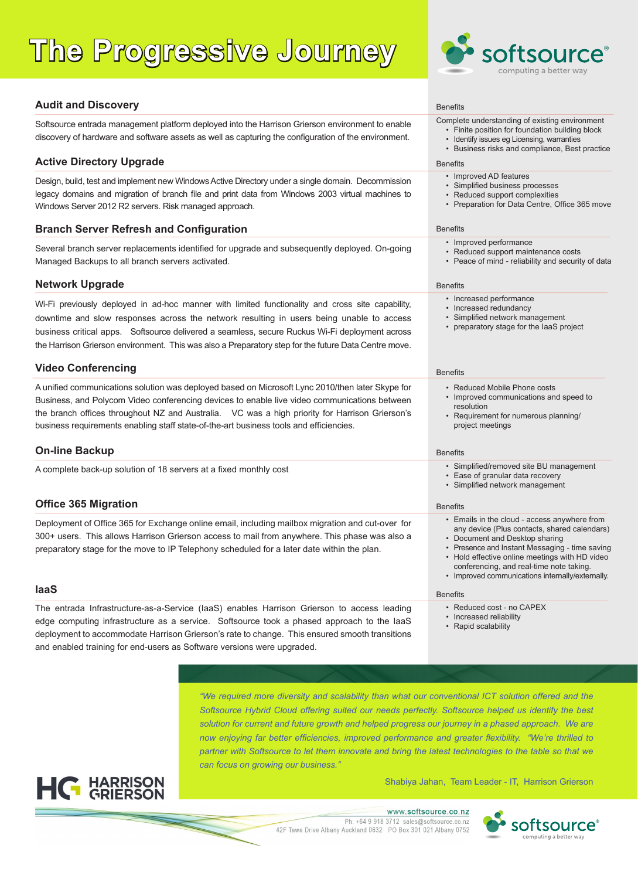# The Progressive Journey

softsource® computing a better way

## Audit and Discovery

Softsource entrada management platform deployed into the Harrison Grierson environment to enable discovery of hardware and software assets as well as capturing the configuration of the environment.

Benefits

Complete understanding of existing environment
- Finite position for foundation building block
- Identify issues eg Licensing, warranties
- Business risks and compliance, Best practice

## Active Directory Upgrade

Design, build, test and implement new Windows Active Directory under a single domain. Decommission legacy domains and migration of branch file and print data from Windows 2003 virtual machines to Windows Server 2012 R2 servers. Risk managed approach.

Benefits

- Improved AD features
- Simplified business processes
- Reduced support complexities
- Preparation for Data Centre, Office 365 move

## Branch Server Refresh and Configuration

Several branch server replacements identified for upgrade and subsequently deployed. On-going Managed Backups to all branch servers activated.

Benefits

- Improved performance
- Reduced support maintenance costs
- Peace of mind - reliability and security of data

## Network Upgrade

Wi-Fi previously deployed in ad-hoc manner with limited functionality and cross site capability, downtime and slow responses across the network resulting in users being unable to access business critical apps. Softsource delivered a seamless, secure Ruckus Wi-Fi deployment across the Harrison Grierson environment. This was also a Preparatory step for the future Data Centre move.

Benefits

- Increased performance
- Increased redundancy
- Simplified network management
- preparatory stage for the IaaS project

## Video Conferencing

A unified communications solution was deployed based on Microsoft Lync 2010/then later Skype for Business, and Polycom Video conferencing devices to enable live video communications between the branch offices throughout NZ and Australia. VC was a high priority for Harrison Grierson's business requirements enabling staff state-of-the-art business tools and efficiencies.

Benefits

- Reduced Mobile Phone costs
- Improved communications and speed to resolution
- Requirement for numerous planning/ project meetings

## On-line Backup

A complete back-up solution of 18 servers at a fixed monthly cost

Benefits

- Simplified/removed site BU management
- Ease of granular data recovery
- Simplified network management

## Office 365 Migration

Deployment of Office 365 for Exchange online email, including mailbox migration and cut-over for 300+ users. This allows Harrison Grierson access to mail from anywhere. This phase was also a preparatory stage for the move to IP Telephony scheduled for a later date within the plan.

Benefits

- Emails in the cloud - access anywhere from any device (Plus contacts, shared calendars)
- Document and Desktop sharing
- Presence and Instant Messaging - time saving
- Hold effective online meetings with HD video conferencing, and real-time note taking.
- Improved communications internally/externally.

## IaaS

The entrada Infrastructure-as-a-Service (IaaS) enables Harrison Grierson to access leading edge computing infrastructure as a service. Softsource took a phased approach to the IaaS deployment to accommodate Harrison Grierson's rate to change. This ensured smooth transitions and enabled training for end-users as Software versions were upgraded.

Benefits

- Reduced cost - no CAPEX
- Increased reliability
- Rapid scalability

*"We required more diversity and scalability than what our conventional ICT solution offered and the Softsource Hybrid Cloud offering suited our needs perfectly. Softsource helped us identify the best solution for current and future growth and helped progress our journey in a phased approach. We are now enjoying far better efficiencies, improved performance and greater flexibility. "We're thrilled to partner with Softsource to let them innovate and bring the latest technologies to the table so that we can focus on growing our business."*

Shabiya Jahan, Team Leader - IT, Harrison Grierson

HG HARRISON GRIERSON

www.softsource.co.nz
Ph: +64 9 918 3712 sales@softsource.co.nz
42F Tawa Drive Albany Auckland 0632 PO Box 301 021 Albany 0752

softsource® computing a better way